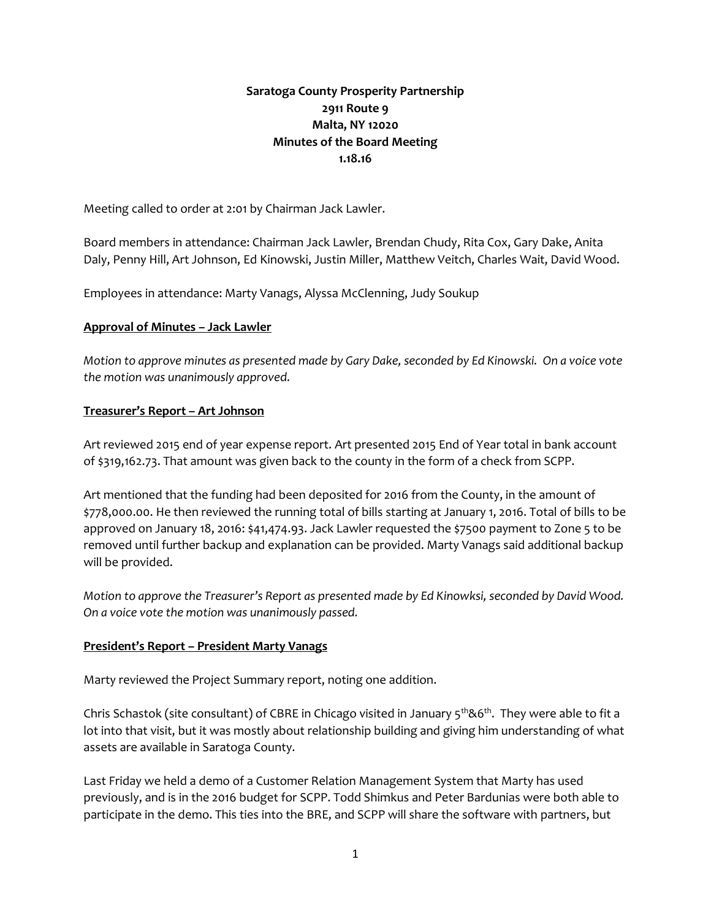**Saratoga County Prosperity Partnership**
**2911 Route 9**
**Malta, NY 12020**
**Minutes of the Board Meeting**
**1.18.16**

Meeting called to order at 2:01 by Chairman Jack Lawler.

Board members in attendance: Chairman Jack Lawler, Brendan Chudy, Rita Cox, Gary Dake, Anita Daly, Penny Hill, Art Johnson, Ed Kinowski, Justin Miller, Matthew Veitch, Charles Wait, David Wood.

Employees in attendance: Marty Vanags, Alyssa McClenning, Judy Soukup

**Approval of Minutes – Jack Lawler**

*Motion to approve minutes as presented made by Gary Dake, seconded by Ed Kinowski. On a voice vote the motion was unanimously approved.*

**Treasurer's Report – Art Johnson**

Art reviewed 2015 end of year expense report. Art presented 2015 End of Year total in bank account of $319,162.73. That amount was given back to the county in the form of a check from SCPP.

Art mentioned that the funding had been deposited for 2016 from the County, in the amount of $778,000.00. He then reviewed the running total of bills starting at January 1, 2016. Total of bills to be approved on January 18, 2016: $41,474.93. Jack Lawler requested the $7500 payment to Zone 5 to be removed until further backup and explanation can be provided. Marty Vanags said additional backup will be provided.

*Motion to approve the Treasurer's Report as presented made by Ed Kinowksi, seconded by David Wood. On a voice vote the motion was unanimously passed.*

**President's Report – President Marty Vanags**

Marty reviewed the Project Summary report, noting one addition.

Chris Schastok (site consultant) of CBRE in Chicago visited in January 5th&6th. They were able to fit a lot into that visit, but it was mostly about relationship building and giving him understanding of what assets are available in Saratoga County.

Last Friday we held a demo of a Customer Relation Management System that Marty has used previously, and is in the 2016 budget for SCPP. Todd Shimkus and Peter Bardunias were both able to participate in the demo. This ties into the BRE, and SCPP will share the software with partners, but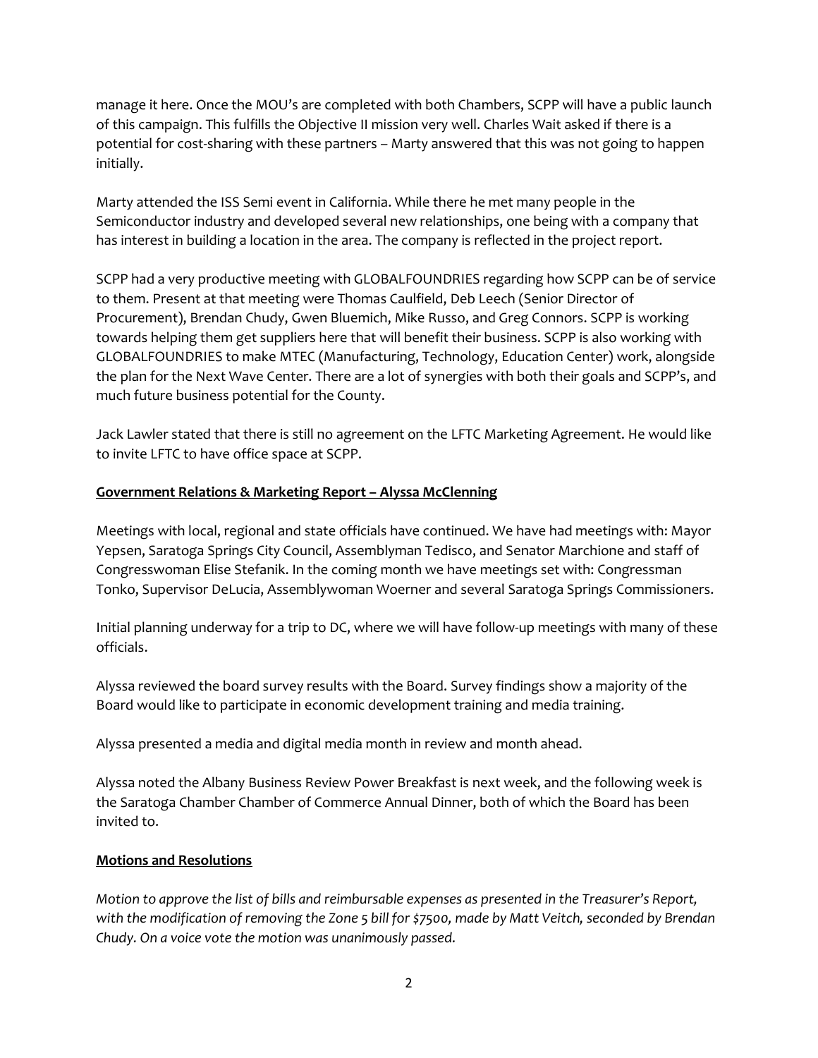manage it here. Once the MOU's are completed with both Chambers, SCPP will have a public launch of this campaign. This fulfills the Objective II mission very well. Charles Wait asked if there is a potential for cost-sharing with these partners – Marty answered that this was not going to happen initially.

Marty attended the ISS Semi event in California. While there he met many people in the Semiconductor industry and developed several new relationships, one being with a company that has interest in building a location in the area. The company is reflected in the project report.

SCPP had a very productive meeting with GLOBALFOUNDRIES regarding how SCPP can be of service to them. Present at that meeting were Thomas Caulfield, Deb Leech (Senior Director of Procurement), Brendan Chudy, Gwen Bluemich, Mike Russo, and Greg Connors. SCPP is working towards helping them get suppliers here that will benefit their business. SCPP is also working with GLOBALFOUNDRIES to make MTEC (Manufacturing, Technology, Education Center) work, alongside the plan for the Next Wave Center. There are a lot of synergies with both their goals and SCPP's, and much future business potential for the County.

Jack Lawler stated that there is still no agreement on the LFTC Marketing Agreement. He would like to invite LFTC to have office space at SCPP.

**Government Relations & Marketing Report – Alyssa McClenning**

Meetings with local, regional and state officials have continued. We have had meetings with: Mayor Yepsen, Saratoga Springs City Council, Assemblyman Tedisco, and Senator Marchione and staff of Congresswoman Elise Stefanik. In the coming month we have meetings set with: Congressman Tonko, Supervisor DeLucia, Assemblywoman Woerner and several Saratoga Springs Commissioners.

Initial planning underway for a trip to DC, where we will have follow-up meetings with many of these officials.

Alyssa reviewed the board survey results with the Board. Survey findings show a majority of the Board would like to participate in economic development training and media training.

Alyssa presented a media and digital media month in review and month ahead.

Alyssa noted the Albany Business Review Power Breakfast is next week, and the following week is the Saratoga Chamber Chamber of Commerce Annual Dinner, both of which the Board has been invited to.

**Motions and Resolutions**

*Motion to approve the list of bills and reimbursable expenses as presented in the Treasurer's Report, with the modification of removing the Zone 5 bill for $7500, made by Matt Veitch, seconded by Brendan Chudy. On a voice vote the motion was unanimously passed.*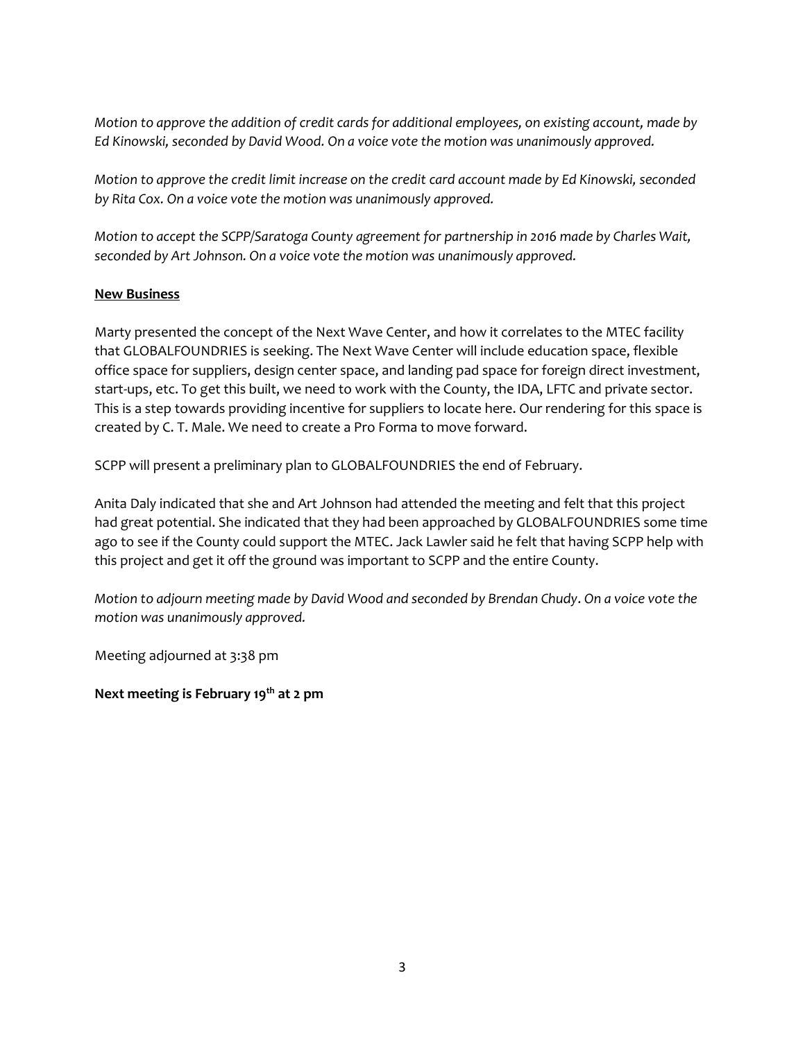*Motion to approve the addition of credit cards for additional employees, on existing account, made by Ed Kinowski, seconded by David Wood. On a voice vote the motion was unanimously approved.*

*Motion to approve the credit limit increase on the credit card account made by Ed Kinowski, seconded by Rita Cox. On a voice vote the motion was unanimously approved.*

*Motion to accept the SCPP/Saratoga County agreement for partnership in 2016 made by Charles Wait, seconded by Art Johnson. On a voice vote the motion was unanimously approved.*

**New Business**

Marty presented the concept of the Next Wave Center, and how it correlates to the MTEC facility that GLOBALFOUNDRIES is seeking. The Next Wave Center will include education space, flexible office space for suppliers, design center space, and landing pad space for foreign direct investment, start-ups, etc. To get this built, we need to work with the County, the IDA, LFTC and private sector. This is a step towards providing incentive for suppliers to locate here. Our rendering for this space is created by C. T. Male. We need to create a Pro Forma to move forward.

SCPP will present a preliminary plan to GLOBALFOUNDRIES the end of February.

Anita Daly indicated that she and Art Johnson had attended the meeting and felt that this project had great potential. She indicated that they had been approached by GLOBALFOUNDRIES some time ago to see if the County could support the MTEC. Jack Lawler said he felt that having SCPP help with this project and get it off the ground was important to SCPP and the entire County.

*Motion to adjourn meeting made by David Wood and seconded by Brendan Chudy. On a voice vote the motion was unanimously approved.*

Meeting adjourned at 3:38 pm

**Next meeting is February 19th at 2 pm**